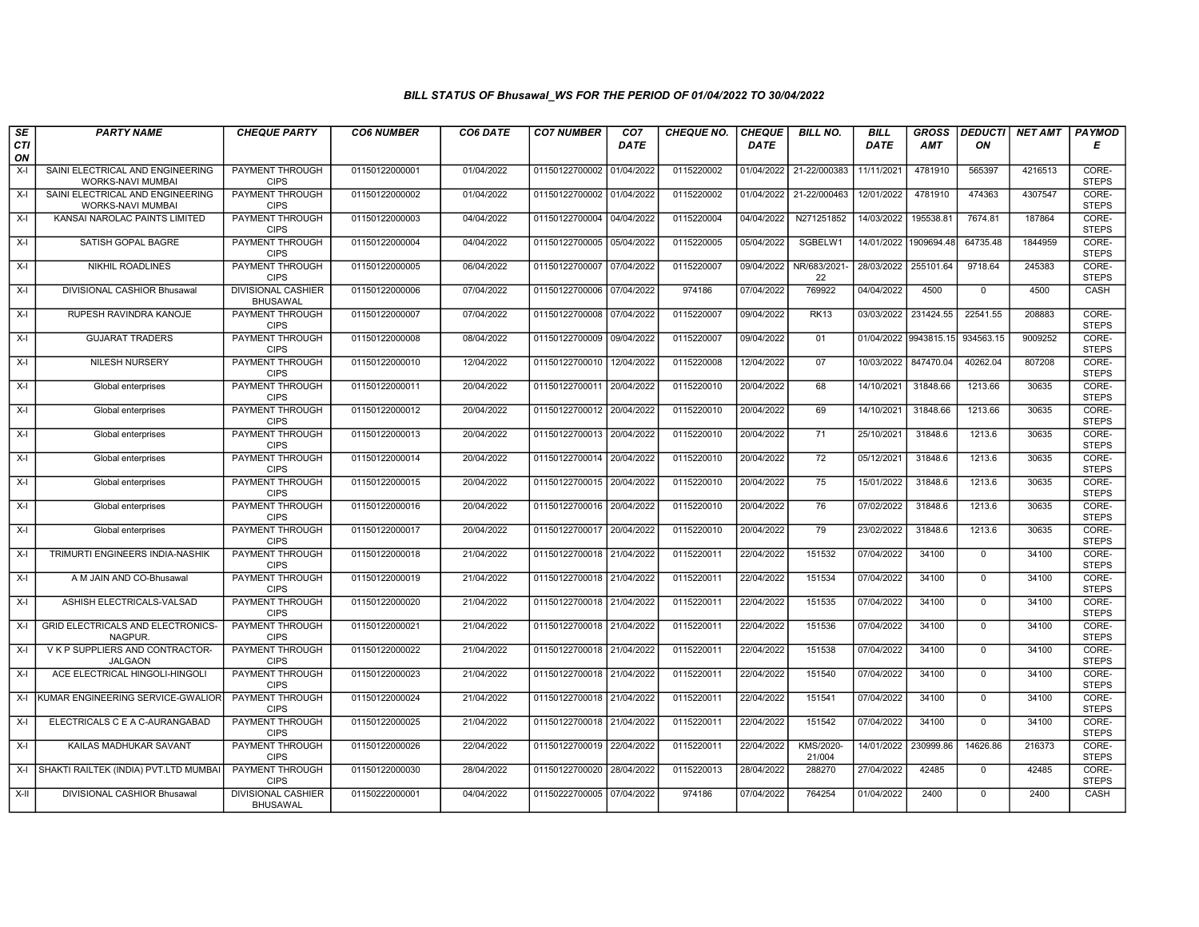### BILL STATUS OF Bhusawal_WS FOR THE PERIOD OF 01/04/2022 TO 30/04/2022

| SECTION | PARTY NAME | CHEQUE PARTY | CO6 NUMBER | CO6 DATE | CO7 NUMBER | CO7 DATE | CHEQUE NO. | CHEQUE DATE | BILL NO. | BILL DATE | GROSS AMT | DEDUCTION | NET AMT | PAYMODE |
|---|---|---|---|---|---|---|---|---|---|---|---|---|---|---|
| X-I | SAINI ELECTRICAL AND ENGINEERING WORKS-NAVI MUMBAI | PAYMENT THROUGH CIPS | 01150122000001 | 01/04/2022 | 01150122700002 | 01/04/2022 | 0115220002 | 01/04/2022 | 21-22/000383 | 11/11/2021 | 4781910 | 565397 | 4216513 | CORE-STEPS |
| X-I | SAINI ELECTRICAL AND ENGINEERING WORKS-NAVI MUMBAI | PAYMENT THROUGH CIPS | 01150122000002 | 01/04/2022 | 01150122700002 | 01/04/2022 | 0115220002 | 01/04/2022 | 21-22/000463 | 12/01/2022 | 4781910 | 474363 | 4307547 | CORE-STEPS |
| X-I | KANSAI NAROLAC PAINTS LIMITED | PAYMENT THROUGH CIPS | 01150122000003 | 04/04/2022 | 01150122700004 | 04/04/2022 | 0115220004 | 04/04/2022 | N271251852 | 14/03/2022 | 195538.81 | 7674.81 | 187864 | CORE-STEPS |
| X-I | SATISH GOPAL BAGRE | PAYMENT THROUGH CIPS | 01150122000004 | 04/04/2022 | 01150122700005 | 05/04/2022 | 0115220005 | 05/04/2022 | SGBELW1 | 14/01/2022 | 1909694.48 | 64735.48 | 1844959 | CORE-STEPS |
| X-I | NIKHIL ROADLINES | PAYMENT THROUGH CIPS | 01150122000005 | 06/04/2022 | 01150122700007 | 07/04/2022 | 0115220007 | 09/04/2022 | NR/683/2021-22 | 28/03/2022 | 255101.64 | 9718.64 | 245383 | CORE-STEPS |
| X-I | DIVISIONAL CASHIOR Bhusawal | DIVISIONAL CASHIER BHUSAWAL | 01150122000006 | 07/04/2022 | 01150122700006 | 07/04/2022 | 974186 | 07/04/2022 | 769922 | 04/04/2022 | 4500 | 0 | 4500 | CASH |
| X-I | RUPESH RAVINDRA KANOJE | PAYMENT THROUGH CIPS | 01150122000007 | 07/04/2022 | 01150122700008 | 07/04/2022 | 0115220007 | 09/04/2022 | RK13 | 03/03/2022 | 231424.55 | 22541.55 | 208883 | CORE-STEPS |
| X-I | GUJARAT TRADERS | PAYMENT THROUGH CIPS | 01150122000008 | 08/04/2022 | 01150122700009 | 09/04/2022 | 0115220007 | 09/04/2022 | 01 | 01/04/2022 | 9943815.15 | 934563.15 | 9009252 | CORE-STEPS |
| X-I | NILESH NURSERY | PAYMENT THROUGH CIPS | 01150122000010 | 12/04/2022 | 01150122700010 | 12/04/2022 | 0115220008 | 12/04/2022 | 07 | 10/03/2022 | 847470.04 | 40262.04 | 807208 | CORE-STEPS |
| X-I | Global enterprises | PAYMENT THROUGH CIPS | 01150122000011 | 20/04/2022 | 01150122700011 | 20/04/2022 | 0115220010 | 20/04/2022 | 68 | 14/10/2021 | 31848.66 | 1213.66 | 30635 | CORE-STEPS |
| X-I | Global enterprises | PAYMENT THROUGH CIPS | 01150122000012 | 20/04/2022 | 01150122700012 | 20/04/2022 | 0115220010 | 20/04/2022 | 69 | 14/10/2021 | 31848.66 | 1213.66 | 30635 | CORE-STEPS |
| X-I | Global enterprises | PAYMENT THROUGH CIPS | 01150122000013 | 20/04/2022 | 01150122700013 | 20/04/2022 | 0115220010 | 20/04/2022 | 71 | 25/10/2021 | 31848.6 | 1213.6 | 30635 | CORE-STEPS |
| X-I | Global enterprises | PAYMENT THROUGH CIPS | 01150122000014 | 20/04/2022 | 01150122700014 | 20/04/2022 | 0115220010 | 20/04/2022 | 72 | 05/12/2021 | 31848.6 | 1213.6 | 30635 | CORE-STEPS |
| X-I | Global enterprises | PAYMENT THROUGH CIPS | 01150122000015 | 20/04/2022 | 01150122700015 | 20/04/2022 | 0115220010 | 20/04/2022 | 75 | 15/01/2022 | 31848.6 | 1213.6 | 30635 | CORE-STEPS |
| X-I | Global enterprises | PAYMENT THROUGH CIPS | 01150122000016 | 20/04/2022 | 01150122700016 | 20/04/2022 | 0115220010 | 20/04/2022 | 76 | 07/02/2022 | 31848.6 | 1213.6 | 30635 | CORE-STEPS |
| X-I | Global enterprises | PAYMENT THROUGH CIPS | 01150122000017 | 20/04/2022 | 01150122700017 | 20/04/2022 | 0115220010 | 20/04/2022 | 79 | 23/02/2022 | 31848.6 | 1213.6 | 30635 | CORE-STEPS |
| X-I | TRIMURTI ENGINEERS INDIA-NASHIK | PAYMENT THROUGH CIPS | 01150122000018 | 21/04/2022 | 01150122700018 | 21/04/2022 | 0115220011 | 22/04/2022 | 151532 | 07/04/2022 | 34100 | 0 | 34100 | CORE-STEPS |
| X-I | A M JAIN AND CO-Bhusawal | PAYMENT THROUGH CIPS | 01150122000019 | 21/04/2022 | 01150122700018 | 21/04/2022 | 0115220011 | 22/04/2022 | 151534 | 07/04/2022 | 34100 | 0 | 34100 | CORE-STEPS |
| X-I | ASHISH ELECTRICALS-VALSAD | PAYMENT THROUGH CIPS | 01150122000020 | 21/04/2022 | 01150122700018 | 21/04/2022 | 0115220011 | 22/04/2022 | 151535 | 07/04/2022 | 34100 | 0 | 34100 | CORE-STEPS |
| X-I | GRID ELECTRICALS AND ELECTRONICS-NAGPUR. | PAYMENT THROUGH CIPS | 01150122000021 | 21/04/2022 | 01150122700018 | 21/04/2022 | 0115220011 | 22/04/2022 | 151536 | 07/04/2022 | 34100 | 0 | 34100 | CORE-STEPS |
| X-I | V K P SUPPLIERS AND CONTRACTOR-JALGAON | PAYMENT THROUGH CIPS | 01150122000022 | 21/04/2022 | 01150122700018 | 21/04/2022 | 0115220011 | 22/04/2022 | 151538 | 07/04/2022 | 34100 | 0 | 34100 | CORE-STEPS |
| X-I | ACE ELECTRICAL HINGOLI-HINGOLI | PAYMENT THROUGH CIPS | 01150122000023 | 21/04/2022 | 01150122700018 | 21/04/2022 | 0115220011 | 22/04/2022 | 151540 | 07/04/2022 | 34100 | 0 | 34100 | CORE-STEPS |
| X-I | KUMAR ENGINEERING SERVICE-GWALIOR | PAYMENT THROUGH CIPS | 01150122000024 | 21/04/2022 | 01150122700018 | 21/04/2022 | 0115220011 | 22/04/2022 | 151541 | 07/04/2022 | 34100 | 0 | 34100 | CORE-STEPS |
| X-I | ELECTRICALS C E A C-AURANGABAD | PAYMENT THROUGH CIPS | 01150122000025 | 21/04/2022 | 01150122700018 | 21/04/2022 | 0115220011 | 22/04/2022 | 151542 | 07/04/2022 | 34100 | 0 | 34100 | CORE-STEPS |
| X-I | KAILAS MADHUKAR SAVANT | PAYMENT THROUGH CIPS | 01150122000026 | 22/04/2022 | 01150122700019 | 22/04/2022 | 0115220011 | 22/04/2022 | KMS/2020-21/004 | 14/01/2022 | 230999.86 | 14626.86 | 216373 | CORE-STEPS |
| X-I | SHAKTI RAILTEK (INDIA) PVT.LTD MUMBAI | PAYMENT THROUGH CIPS | 01150122000030 | 28/04/2022 | 01150122700020 | 28/04/2022 | 0115220013 | 28/04/2022 | 288270 | 27/04/2022 | 42485 | 0 | 42485 | CORE-STEPS |
| X-II | DIVISIONAL CASHIOR Bhusawal | DIVISIONAL CASHIER BHUSAWAL | 01150222000001 | 04/04/2022 | 01150222700005 | 07/04/2022 | 974186 | 07/04/2022 | 764254 | 01/04/2022 | 2400 | 0 | 2400 | CASH |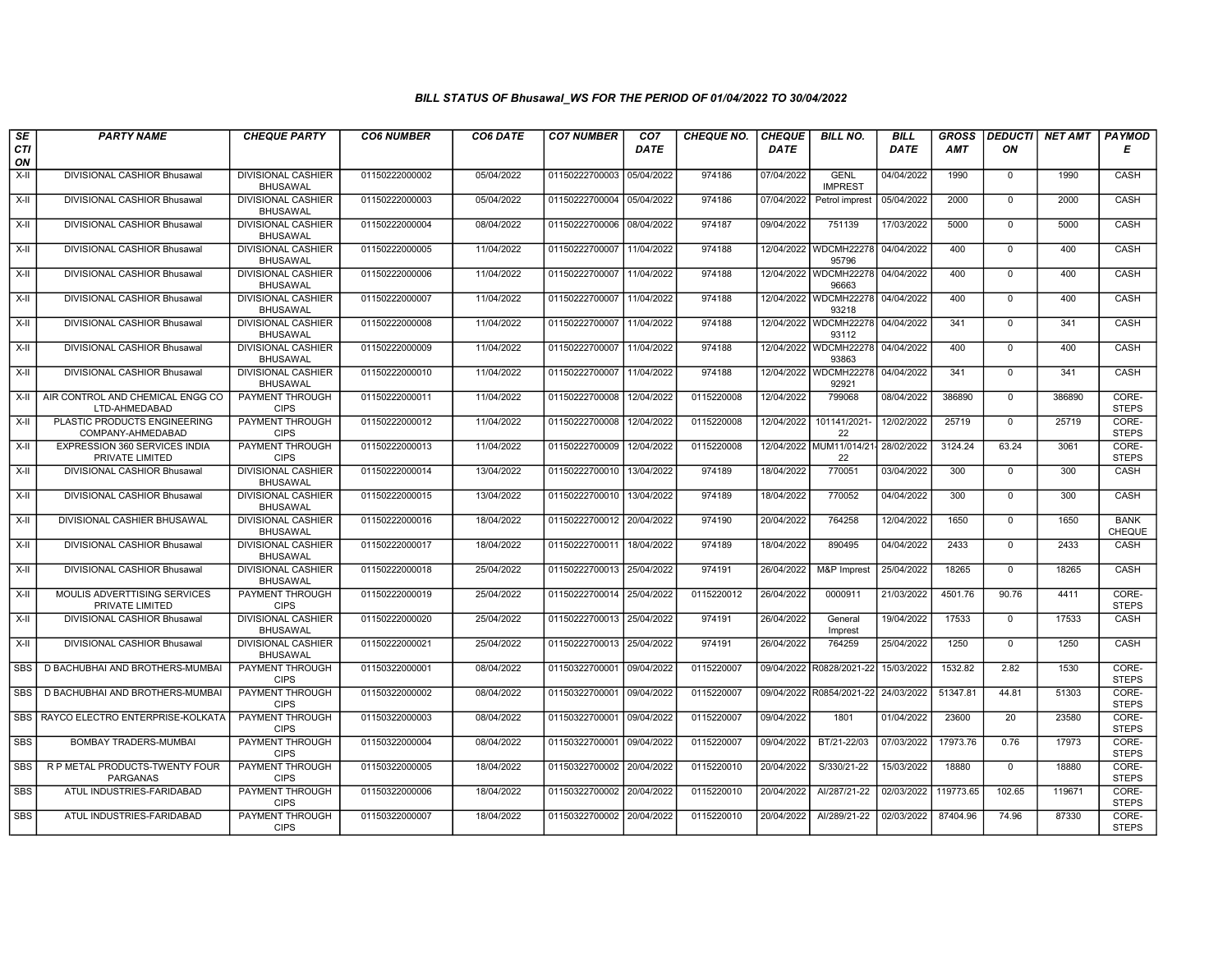# BILL STATUS OF Bhusawal_WS FOR THE PERIOD OF 01/04/2022 TO 30/04/2022

| SECTION | PARTY NAME | CHEQUE PARTY | CO6 NUMBER | CO6 DATE | CO7 NUMBER | CO7 DATE | CHEQUE NO. | CHEQUE DATE | BILL NO. | BILL DATE | GROSS AMT | DEDUCTION | NET AMT | PAYMODE |
|---|---|---|---|---|---|---|---|---|---|---|---|---|---|---|
| X-II | DIVISIONAL CASHIOR Bhusawal | DIVISIONAL CASHIER BHUSAWAL | 01150222000002 | 05/04/2022 | 01150222700003 | 05/04/2022 | 974186 | 07/04/2022 | GENL IMPREST | 04/04/2022 | 1990 | 0 | 1990 | CASH |
| X-II | DIVISIONAL CASHIOR Bhusawal | DIVISIONAL CASHIER BHUSAWAL | 01150222000003 | 05/04/2022 | 01150222700004 | 05/04/2022 | 974186 | 07/04/2022 | Petrol imprest | 05/04/2022 | 2000 | 0 | 2000 | CASH |
| X-II | DIVISIONAL CASHIOR Bhusawal | DIVISIONAL CASHIER BHUSAWAL | 01150222000004 | 08/04/2022 | 01150222700006 | 08/04/2022 | 974187 | 09/04/2022 | 751139 | 17/03/2022 | 5000 | 0 | 5000 | CASH |
| X-II | DIVISIONAL CASHIOR Bhusawal | DIVISIONAL CASHIER BHUSAWAL | 01150222000005 | 11/04/2022 | 01150222700007 | 11/04/2022 | 974188 | 12/04/2022 | WDCMH2227895796 | 04/04/2022 | 400 | 0 | 400 | CASH |
| X-II | DIVISIONAL CASHIOR Bhusawal | DIVISIONAL CASHIER BHUSAWAL | 01150222000006 | 11/04/2022 | 01150222700007 | 11/04/2022 | 974188 | 12/04/2022 | WDCMH2227896663 | 04/04/2022 | 400 | 0 | 400 | CASH |
| X-II | DIVISIONAL CASHIOR Bhusawal | DIVISIONAL CASHIER BHUSAWAL | 01150222000007 | 11/04/2022 | 01150222700007 | 11/04/2022 | 974188 | 12/04/2022 | WDCMH2227893218 | 04/04/2022 | 400 | 0 | 400 | CASH |
| X-II | DIVISIONAL CASHIOR Bhusawal | DIVISIONAL CASHIER BHUSAWAL | 01150222000008 | 11/04/2022 | 01150222700007 | 11/04/2022 | 974188 | 12/04/2022 | WDCMH2227893112 | 04/04/2022 | 341 | 0 | 341 | CASH |
| X-II | DIVISIONAL CASHIOR Bhusawal | DIVISIONAL CASHIER BHUSAWAL | 01150222000009 | 11/04/2022 | 01150222700007 | 11/04/2022 | 974188 | 12/04/2022 | WDCMH2227893863 | 04/04/2022 | 400 | 0 | 400 | CASH |
| X-II | DIVISIONAL CASHIOR Bhusawal | DIVISIONAL CASHIER BHUSAWAL | 01150222000010 | 11/04/2022 | 01150222700007 | 11/04/2022 | 974188 | 12/04/2022 | WDCMH2227892921 | 04/04/2022 | 341 | 0 | 341 | CASH |
| X-II | AIR CONTROL AND CHEMICAL ENGG CO LTD-AHMEDABAD | PAYMENT THROUGH CIPS | 01150222000011 | 11/04/2022 | 01150222700008 | 12/04/2022 | 0115220008 | 12/04/2022 | 799068 | 08/04/2022 | 386890 | 0 | 386890 | CORE-STEPS |
| X-II | PLASTIC PRODUCTS ENGINEERING COMPANY-AHMEDABAD | PAYMENT THROUGH CIPS | 01150222000012 | 11/04/2022 | 01150222700008 | 12/04/2022 | 0115220008 | 12/04/2022 | 101141/2021-22 | 12/02/2022 | 25719 | 0 | 25719 | CORE-STEPS |
| X-II | EXPRESSION 360 SERVICES INDIA PRIVATE LIMITED | PAYMENT THROUGH CIPS | 01150222000013 | 11/04/2022 | 01150222700009 | 12/04/2022 | 0115220008 | 12/04/2022 | MUM11/014/21-22 | 28/02/2022 | 3124.24 | 63.24 | 3061 | CORE-STEPS |
| X-II | DIVISIONAL CASHIOR Bhusawal | DIVISIONAL CASHIER BHUSAWAL | 01150222000014 | 13/04/2022 | 01150222700010 | 13/04/2022 | 974189 | 18/04/2022 | 770051 | 03/04/2022 | 300 | 0 | 300 | CASH |
| X-II | DIVISIONAL CASHIOR Bhusawal | DIVISIONAL CASHIER BHUSAWAL | 01150222000015 | 13/04/2022 | 01150222700010 | 13/04/2022 | 974189 | 18/04/2022 | 770052 | 04/04/2022 | 300 | 0 | 300 | CASH |
| X-II | DIVISIONAL CASHIER BHUSAWAL | DIVISIONAL CASHIER BHUSAWAL | 01150222000016 | 18/04/2022 | 01150222700012 | 20/04/2022 | 974190 | 20/04/2022 | 764258 | 12/04/2022 | 1650 | 0 | 1650 | BANK CHEQUE |
| X-II | DIVISIONAL CASHIOR Bhusawal | DIVISIONAL CASHIER BHUSAWAL | 01150222000017 | 18/04/2022 | 01150222700011 | 18/04/2022 | 974189 | 18/04/2022 | 890495 | 04/04/2022 | 2433 | 0 | 2433 | CASH |
| X-II | DIVISIONAL CASHIOR Bhusawal | DIVISIONAL CASHIER BHUSAWAL | 01150222000018 | 25/04/2022 | 01150222700013 | 25/04/2022 | 974191 | 26/04/2022 | M&P Imprest | 25/04/2022 | 18265 | 0 | 18265 | CASH |
| X-II | MOULIS ADVERTTISING SERVICES PRIVATE LIMITED | PAYMENT THROUGH CIPS | 01150222000019 | 25/04/2022 | 01150222700014 | 25/04/2022 | 0115220012 | 26/04/2022 | 0000911 | 21/03/2022 | 4501.76 | 90.76 | 4411 | CORE-STEPS |
| X-II | DIVISIONAL CASHIOR Bhusawal | DIVISIONAL CASHIER BHUSAWAL | 01150222000020 | 25/04/2022 | 01150222700013 | 25/04/2022 | 974191 | 26/04/2022 | General Imprest | 19/04/2022 | 17533 | 0 | 17533 | CASH |
| X-II | DIVISIONAL CASHIOR Bhusawal | DIVISIONAL CASHIER BHUSAWAL | 01150222000021 | 25/04/2022 | 01150222700013 | 25/04/2022 | 974191 | 26/04/2022 | 764259 | 25/04/2022 | 1250 | 0 | 1250 | CASH |
| SBS | D BACHUBHAI AND BROTHERS-MUMBAI | PAYMENT THROUGH CIPS | 01150322000001 | 08/04/2022 | 01150322700001 | 09/04/2022 | 0115220007 | 09/04/2022 | R0828/2021-22 | 15/03/2022 | 1532.82 | 2.82 | 1530 | CORE-STEPS |
| SBS | D BACHUBHAI AND BROTHERS-MUMBAI | PAYMENT THROUGH CIPS | 01150322000002 | 08/04/2022 | 01150322700001 | 09/04/2022 | 0115220007 | 09/04/2022 | R0854/2021-22 | 24/03/2022 | 51347.81 | 44.81 | 51303 | CORE-STEPS |
| SBS | RAYCO ELECTRO ENTERPRISE-KOLKATA | PAYMENT THROUGH CIPS | 01150322000003 | 08/04/2022 | 01150322700001 | 09/04/2022 | 0115220007 | 09/04/2022 | 1801 | 01/04/2022 | 23600 | 20 | 23580 | CORE-STEPS |
| SBS | BOMBAY TRADERS-MUMBAI | PAYMENT THROUGH CIPS | 01150322000004 | 08/04/2022 | 01150322700001 | 09/04/2022 | 0115220007 | 09/04/2022 | BT/21-22/03 | 07/03/2022 | 17973.76 | 0.76 | 17973 | CORE-STEPS |
| SBS | R P METAL PRODUCTS-TWENTY FOUR PARGANAS | PAYMENT THROUGH CIPS | 01150322000005 | 18/04/2022 | 01150322700002 | 20/04/2022 | 0115220010 | 20/04/2022 | S/330/21-22 | 15/03/2022 | 18880 | 0 | 18880 | CORE-STEPS |
| SBS | ATUL INDUSTRIES-FARIDABAD | PAYMENT THROUGH CIPS | 01150322000006 | 18/04/2022 | 01150322700002 | 20/04/2022 | 0115220010 | 20/04/2022 | AI/287/21-22 | 02/03/2022 | 119773.65 | 102.65 | 119671 | CORE-STEPS |
| SBS | ATUL INDUSTRIES-FARIDABAD | PAYMENT THROUGH CIPS | 01150322000007 | 18/04/2022 | 01150322700002 | 20/04/2022 | 0115220010 | 20/04/2022 | AI/289/21-22 | 02/03/2022 | 87404.96 | 74.96 | 87330 | CORE-STEPS |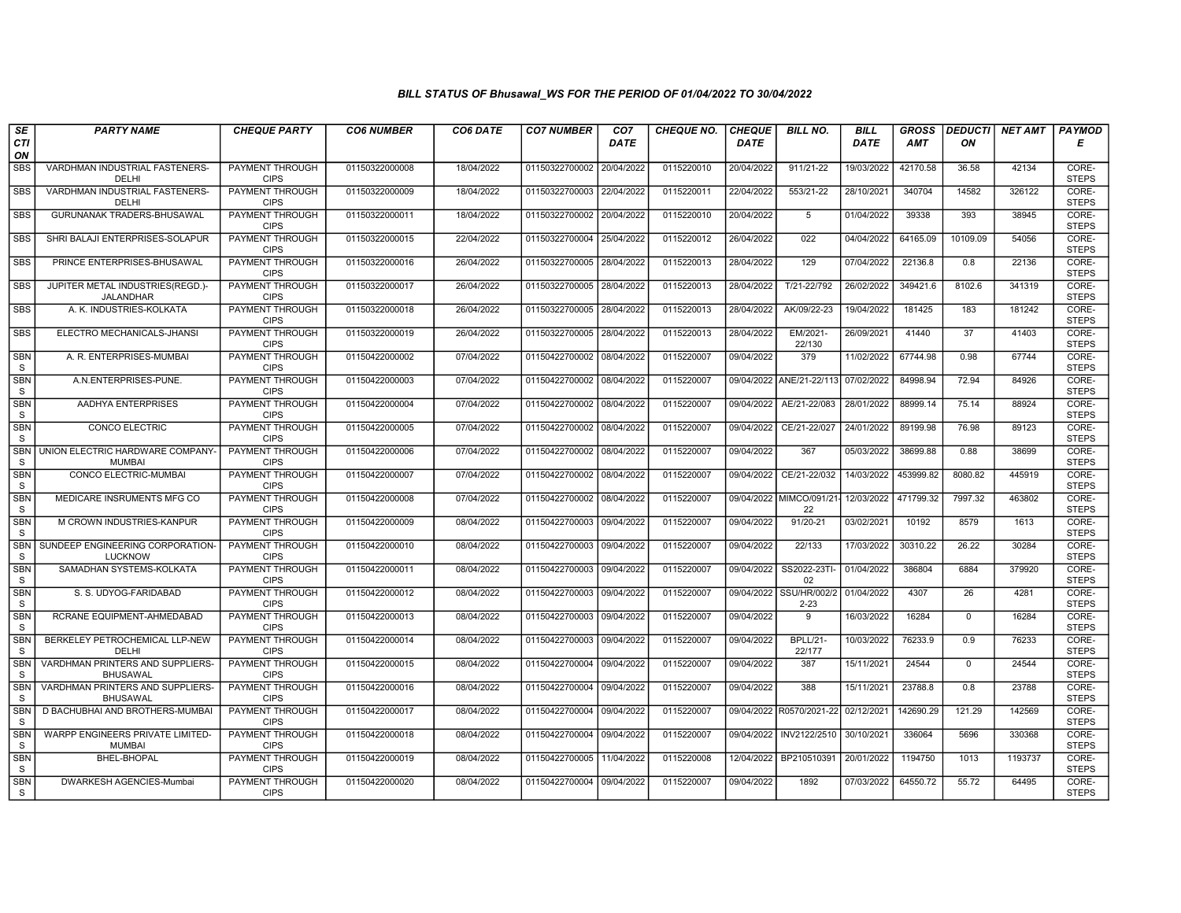## BILL STATUS OF Bhusawal_WS FOR THE PERIOD OF 01/04/2022 TO 30/04/2022

| SECTION | PARTY NAME | CHEQUE PARTY | CO6 NUMBER | CO6 DATE | CO7 NUMBER | CO7 DATE | CHEQUE NO. | CHEQUE DATE | BILL NO. | BILL DATE | GROSS AMT | DEDUCTION | NET AMT | PAYMODE |
|---|---|---|---|---|---|---|---|---|---|---|---|---|---|---|
| SBS | VARDHMAN INDUSTRIAL FASTENERS-DELHI | PAYMENT THROUGH CIPS | 01150322000008 | 18/04/2022 | 01150322700002 | 20/04/2022 | 0115220010 | 20/04/2022 | 911/21-22 | 19/03/2022 | 42170.58 | 36.58 | 42134 | CORE-STEPS |
| SBS | VARDHMAN INDUSTRIAL FASTENERS-DELHI | PAYMENT THROUGH CIPS | 01150322000009 | 18/04/2022 | 01150322700003 | 22/04/2022 | 0115220011 | 22/04/2022 | 553/21-22 | 28/10/2021 | 340704 | 14582 | 326122 | CORE-STEPS |
| SBS | GURUNANAK TRADERS-BHUSAWAL | PAYMENT THROUGH CIPS | 01150322000011 | 18/04/2022 | 01150322700002 | 20/04/2022 | 0115220010 | 20/04/2022 | 5 | 01/04/2022 | 39338 | 393 | 38945 | CORE-STEPS |
| SBS | SHRI BALAJI ENTERPRISES-SOLAPUR | PAYMENT THROUGH CIPS | 01150322000015 | 22/04/2022 | 01150322700004 | 25/04/2022 | 0115220012 | 26/04/2022 | 022 | 04/04/2022 | 64165.09 | 10109.09 | 54056 | CORE-STEPS |
| SBS | PRINCE ENTERPRISES-BHUSAWAL | PAYMENT THROUGH CIPS | 01150322000016 | 26/04/2022 | 01150322700005 | 28/04/2022 | 0115220013 | 28/04/2022 | 129 | 07/04/2022 | 22136.8 | 0.8 | 22136 | CORE-STEPS |
| SBS | JUPITER METAL INDUSTRIES(REGD.)-JALANDHAR | PAYMENT THROUGH CIPS | 01150322000017 | 26/04/2022 | 01150322700005 | 28/04/2022 | 0115220013 | 28/04/2022 | T/21-22/792 | 26/02/2022 | 349421.6 | 8102.6 | 341319 | CORE-STEPS |
| SBS | A. K. INDUSTRIES-KOLKATA | PAYMENT THROUGH CIPS | 01150322000018 | 26/04/2022 | 01150322700005 | 28/04/2022 | 0115220013 | 28/04/2022 | AK/09/22-23 | 19/04/2022 | 181425 | 183 | 181242 | CORE-STEPS |
| SBS | ELECTRO MECHANICALS-JHANSI | PAYMENT THROUGH CIPS | 01150322000019 | 26/04/2022 | 01150322700005 | 28/04/2022 | 0115220013 | 28/04/2022 | EM/2021-22/130 | 26/09/2021 | 41440 | 37 | 41403 | CORE-STEPS |
| SBNS | A. R. ENTERPRISES-MUMBAI | PAYMENT THROUGH CIPS | 01150422000002 | 07/04/2022 | 01150422700002 | 08/04/2022 | 0115220007 | 09/04/2022 | 379 | 11/02/2022 | 67744.98 | 0.98 | 67744 | CORE-STEPS |
| SBNS | A.N.ENTERPRISES-PUNE. | PAYMENT THROUGH CIPS | 01150422000003 | 07/04/2022 | 01150422700002 | 08/04/2022 | 0115220007 | 09/04/2022 | ANE/21-22/113 | 07/02/2022 | 84998.94 | 72.94 | 84926 | CORE-STEPS |
| SBNS | AADHYA ENTERPRISES | PAYMENT THROUGH CIPS | 01150422000004 | 07/04/2022 | 01150422700002 | 08/04/2022 | 0115220007 | 09/04/2022 | AE/21-22/083 | 28/01/2022 | 88999.14 | 75.14 | 88924 | CORE-STEPS |
| SBNS | CONCO ELECTRIC | PAYMENT THROUGH CIPS | 01150422000005 | 07/04/2022 | 01150422700002 | 08/04/2022 | 0115220007 | 09/04/2022 | CE/21-22/027 | 24/01/2022 | 89199.98 | 76.98 | 89123 | CORE-STEPS |
| SBNS | UNION ELECTRIC HARDWARE COMPANY-MUMBAI | PAYMENT THROUGH CIPS | 01150422000006 | 07/04/2022 | 01150422700002 | 08/04/2022 | 0115220007 | 09/04/2022 | 367 | 05/03/2022 | 38699.88 | 0.88 | 38699 | CORE-STEPS |
| SBNS | CONCO ELECTRIC-MUMBAI | PAYMENT THROUGH CIPS | 01150422000007 | 07/04/2022 | 01150422700002 | 08/04/2022 | 0115220007 | 09/04/2022 | CE/21-22/032 | 14/03/2022 | 453999.82 | 8080.82 | 445919 | CORE-STEPS |
| SBNS | MEDICARE INSRUMENTS MFG CO | PAYMENT THROUGH CIPS | 01150422000008 | 07/04/2022 | 01150422700002 | 08/04/2022 | 0115220007 | 09/04/2022 | MIMCO/091/21-22 | 12/03/2022 | 471799.32 | 7997.32 | 463802 | CORE-STEPS |
| SBNS | M CROWN INDUSTRIES-KANPUR | PAYMENT THROUGH CIPS | 01150422000009 | 08/04/2022 | 01150422700003 | 09/04/2022 | 0115220007 | 09/04/2022 | 91/20-21 | 03/02/2021 | 10192 | 8579 | 1613 | CORE-STEPS |
| SBNS | SUNDEEP ENGINEERING CORPORATION-LUCKNOW | PAYMENT THROUGH CIPS | 01150422000010 | 08/04/2022 | 01150422700003 | 09/04/2022 | 0115220007 | 09/04/2022 | 22/133 | 17/03/2022 | 30310.22 | 26.22 | 30284 | CORE-STEPS |
| SBNS | SAMADHAN SYSTEMS-KOLKATA | PAYMENT THROUGH CIPS | 01150422000011 | 08/04/2022 | 01150422700003 | 09/04/2022 | 0115220007 | 09/04/2022 | SS2022-23TI-02 | 01/04/2022 | 386804 | 6884 | 379920 | CORE-STEPS |
| SBNS | S. S. UDYOG-FARIDABAD | PAYMENT THROUGH CIPS | 01150422000012 | 08/04/2022 | 01150422700003 | 09/04/2022 | 0115220007 | 09/04/2022 | SSU/HR/002/22-23 | 01/04/2022 | 4307 | 26 | 4281 | CORE-STEPS |
| SBNS | RCRANE EQUIPMENT-AHMEDABAD | PAYMENT THROUGH CIPS | 01150422000013 | 08/04/2022 | 01150422700003 | 09/04/2022 | 0115220007 | 09/04/2022 | 9 | 16/03/2022 | 16284 | 0 | 16284 | CORE-STEPS |
| SBNS | BERKELEY PETROCHEMICAL LLP-NEW DELHI | PAYMENT THROUGH CIPS | 01150422000014 | 08/04/2022 | 01150422700003 | 09/04/2022 | 0115220007 | 09/04/2022 | BPLL/21-22/177 | 10/03/2022 | 76233.9 | 0.9 | 76233 | CORE-STEPS |
| SBNS | VARDHMAN PRINTERS AND SUPPLIERS-BHUSAWAL | PAYMENT THROUGH CIPS | 01150422000015 | 08/04/2022 | 01150422700004 | 09/04/2022 | 0115220007 | 09/04/2022 | 387 | 15/11/2021 | 24544 | 0 | 24544 | CORE-STEPS |
| SBNS | VARDHMAN PRINTERS AND SUPPLIERS-BHUSAWAL | PAYMENT THROUGH CIPS | 01150422000016 | 08/04/2022 | 01150422700004 | 09/04/2022 | 0115220007 | 09/04/2022 | 388 | 15/11/2021 | 23788.8 | 0.8 | 23788 | CORE-STEPS |
| SBNS | D BACHUBHAI AND BROTHERS-MUMBAI | PAYMENT THROUGH CIPS | 01150422000017 | 08/04/2022 | 01150422700004 | 09/04/2022 | 0115220007 | 09/04/2022 | R0570/2021-22 | 02/12/2021 | 142690.29 | 121.29 | 142569 | CORE-STEPS |
| SBNS | WARPP ENGINEERS PRIVATE LIMITED-MUMBAI | PAYMENT THROUGH CIPS | 01150422000018 | 08/04/2022 | 01150422700004 | 09/04/2022 | 0115220007 | 09/04/2022 | INV2122/2510 | 30/10/2021 | 336064 | 5696 | 330368 | CORE-STEPS |
| SBNS | BHEL-BHOPAL | PAYMENT THROUGH CIPS | 01150422000019 | 08/04/2022 | 01150422700005 | 11/04/2022 | 0115220008 | 12/04/2022 | BP210510391 | 20/01/2022 | 1194750 | 1013 | 1193737 | CORE-STEPS |
| SBNS | DWARKESH AGENCIES-Mumbai | PAYMENT THROUGH CIPS | 01150422000020 | 08/04/2022 | 01150422700004 | 09/04/2022 | 0115220007 | 09/04/2022 | 1892 | 07/03/2022 | 64550.72 | 55.72 | 64495 | CORE-STEPS |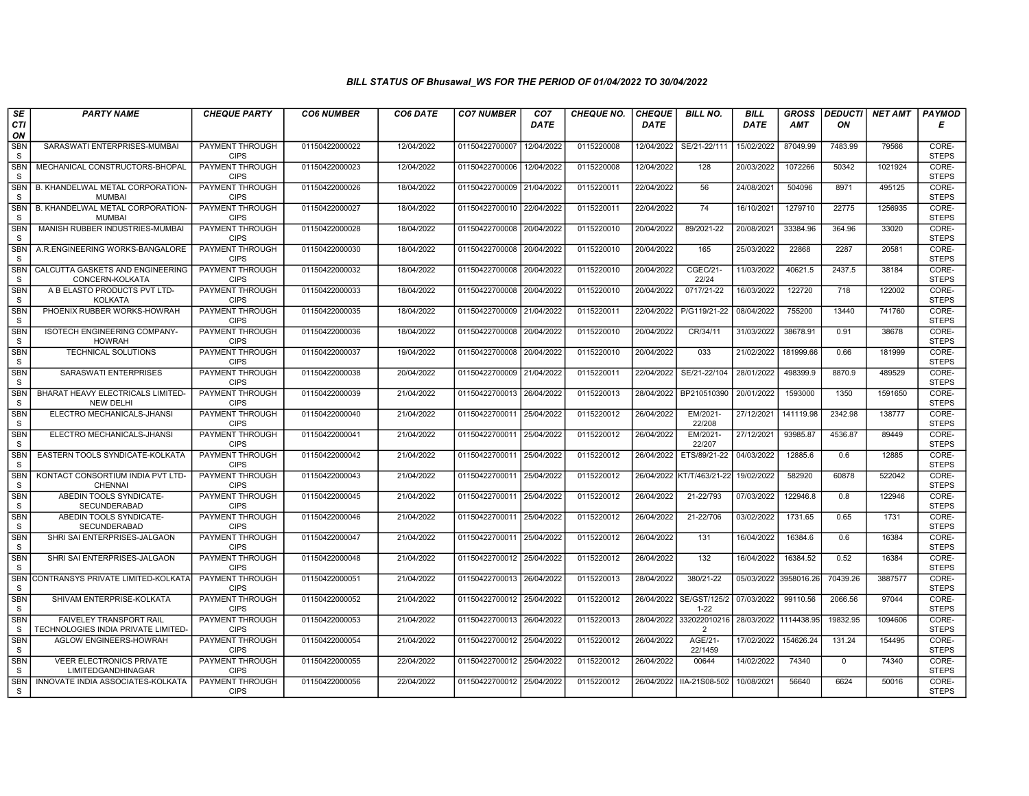## BILL STATUS OF Bhusawal_WS FOR THE PERIOD OF 01/04/2022 TO 30/04/2022

| SECTION | PARTY NAME | CHEQUE PARTY | CO6 NUMBER | CO6 DATE | CO7 NUMBER | CO7 DATE | CHEQUE NO. | CHEQUE DATE | BILL NO. | BILL DATE | GROSS AMT | DEDUCTION | NET AMT | PAYMODE |
|---|---|---|---|---|---|---|---|---|---|---|---|---|---|---|
| SBNS | SARASWATI ENTERPRISES-MUMBAI | PAYMENT THROUGH CIPS | 01150422000022 | 12/04/2022 | 01150422700007 | 12/04/2022 | 0115220008 | 12/04/2022 | SE/21-22/111 | 15/02/2022 | 87049.99 | 7483.99 | 79566 | CORE-STEPS |
| SBNS | MECHANICAL CONSTRUCTORS-BHOPAL | PAYMENT THROUGH CIPS | 01150422000023 | 12/04/2022 | 01150422700006 | 12/04/2022 | 0115220008 | 12/04/2022 | 128 | 20/03/2022 | 1072266 | 50342 | 1021924 | CORE-STEPS |
| SBNS | B. KHANDELWAL METAL CORPORATION-MUMBAI | PAYMENT THROUGH CIPS | 01150422000026 | 18/04/2022 | 01150422700009 | 21/04/2022 | 0115220011 | 22/04/2022 | 56 | 24/08/2021 | 504096 | 8971 | 495125 | CORE-STEPS |
| SBNS | B. KHANDELWAL METAL CORPORATION-MUMBAI | PAYMENT THROUGH CIPS | 01150422000027 | 18/04/2022 | 01150422700010 | 22/04/2022 | 0115220011 | 22/04/2022 | 74 | 16/10/2021 | 1279710 | 22775 | 1256935 | CORE-STEPS |
| SBNS | MANISH RUBBER INDUSTRIES-MUMBAI | PAYMENT THROUGH CIPS | 01150422000028 | 18/04/2022 | 01150422700008 | 20/04/2022 | 0115220010 | 20/04/2022 | 89/2021-22 | 20/08/2021 | 33384.96 | 364.96 | 33020 | CORE-STEPS |
| SBNS | A.R.ENGINEERING WORKS-BANGALORE | PAYMENT THROUGH CIPS | 01150422000030 | 18/04/2022 | 01150422700008 | 20/04/2022 | 0115220010 | 20/04/2022 | 165 | 25/03/2022 | 22868 | 2287 | 20581 | CORE-STEPS |
| SBNS | CALCUTTA GASKETS AND ENGINEERING CONCERN-KOLKATA | PAYMENT THROUGH CIPS | 01150422000032 | 18/04/2022 | 01150422700008 | 20/04/2022 | 0115220010 | 20/04/2022 | CGEC/21-22/24 | 11/03/2022 | 40621.5 | 2437.5 | 38184 | CORE-STEPS |
| SBNS | A B ELASTO PRODUCTS PVT LTD-KOLKATA | PAYMENT THROUGH CIPS | 01150422000033 | 18/04/2022 | 01150422700008 | 20/04/2022 | 0115220010 | 20/04/2022 | 0717/21-22 | 16/03/2022 | 122720 | 718 | 122002 | CORE-STEPS |
| SBNS | PHOENIX RUBBER WORKS-HOWRAH | PAYMENT THROUGH CIPS | 01150422000035 | 18/04/2022 | 01150422700009 | 21/04/2022 | 0115220011 | 22/04/2022 | P/G119/21-22 | 08/04/2022 | 755200 | 13440 | 741760 | CORE-STEPS |
| SBNS | ISOTECH ENGINEERING COMPANY-HOWRAH | PAYMENT THROUGH CIPS | 01150422000036 | 18/04/2022 | 01150422700008 | 20/04/2022 | 0115220010 | 20/04/2022 | CR/34/11 | 31/03/2022 | 38678.91 | 0.91 | 38678 | CORE-STEPS |
| SBNS | TECHNICAL SOLUTIONS | PAYMENT THROUGH CIPS | 01150422000037 | 19/04/2022 | 01150422700008 | 20/04/2022 | 0115220010 | 20/04/2022 | 033 | 21/02/2022 | 181999.66 | 0.66 | 181999 | CORE-STEPS |
| SBNS | SARASWATI ENTERPRISES | PAYMENT THROUGH CIPS | 01150422000038 | 20/04/2022 | 01150422700009 | 21/04/2022 | 0115220011 | 22/04/2022 | SE/21-22/104 | 28/01/2022 | 498399.9 | 8870.9 | 489529 | CORE-STEPS |
| SBNS | BHARAT HEAVY ELECTRICALS LIMITED-NEW DELHI | PAYMENT THROUGH CIPS | 01150422000039 | 21/04/2022 | 01150422700013 | 26/04/2022 | 0115220013 | 28/04/2022 | BP210510390 | 20/01/2022 | 1593000 | 1350 | 1591650 | CORE-STEPS |
| SBNS | ELECTRO MECHANICALS-JHANSI | PAYMENT THROUGH CIPS | 01150422000040 | 21/04/2022 | 01150422700011 | 25/04/2022 | 0115220012 | 26/04/2022 | EM/2021-22/208 | 27/12/2021 | 141119.98 | 2342.98 | 138777 | CORE-STEPS |
| SBNS | ELECTRO MECHANICALS-JHANSI | PAYMENT THROUGH CIPS | 01150422000041 | 21/04/2022 | 01150422700011 | 25/04/2022 | 0115220012 | 26/04/2022 | EM/2021-22/207 | 27/12/2021 | 93985.87 | 4536.87 | 89449 | CORE-STEPS |
| SBNS | EASTERN TOOLS SYNDICATE-KOLKATA | PAYMENT THROUGH CIPS | 01150422000042 | 21/04/2022 | 01150422700011 | 25/04/2022 | 0115220012 | 26/04/2022 | ETS/89/21-22 | 04/03/2022 | 12885.6 | 0.6 | 12885 | CORE-STEPS |
| SBNS | KONTACT CONSORTIUM INDIA PVT LTD-CHENNAI | PAYMENT THROUGH CIPS | 01150422000043 | 21/04/2022 | 01150422700011 | 25/04/2022 | 0115220012 | 26/04/2022 | KT/T/463/21-22 | 19/02/2022 | 582920 | 60878 | 522042 | CORE-STEPS |
| SBNS | ABEDIN TOOLS SYNDICATE-SECUNDERABAD | PAYMENT THROUGH CIPS | 01150422000045 | 21/04/2022 | 01150422700011 | 25/04/2022 | 0115220012 | 26/04/2022 | 21-22/793 | 07/03/2022 | 122946.8 | 0.8 | 122946 | CORE-STEPS |
| SBNS | ABEDIN TOOLS SYNDICATE-SECUNDERABAD | PAYMENT THROUGH CIPS | 01150422000046 | 21/04/2022 | 01150422700011 | 25/04/2022 | 0115220012 | 26/04/2022 | 21-22/706 | 03/02/2022 | 1731.65 | 0.65 | 1731 | CORE-STEPS |
| SBNS | SHRI SAI ENTERPRISES-JALGAON | PAYMENT THROUGH CIPS | 01150422000047 | 21/04/2022 | 01150422700011 | 25/04/2022 | 0115220012 | 26/04/2022 | 131 | 16/04/2022 | 16384.6 | 0.6 | 16384 | CORE-STEPS |
| SBNS | SHRI SAI ENTERPRISES-JALGAON | PAYMENT THROUGH CIPS | 01150422000048 | 21/04/2022 | 01150422700012 | 25/04/2022 | 0115220012 | 26/04/2022 | 132 | 16/04/2022 | 16384.52 | 0.52 | 16384 | CORE-STEPS |
| SBNS | CONTRANSYS PRIVATE LIMITED-KOLKATA | PAYMENT THROUGH CIPS | 01150422000051 | 21/04/2022 | 01150422700013 | 26/04/2022 | 0115220013 | 28/04/2022 | 380/21-22 | 05/03/2022 | 3958016.26 | 70439.26 | 3887577 | CORE-STEPS |
| SBNS | SHIVAM ENTERPRISE-KOLKATA | PAYMENT THROUGH CIPS | 01150422000052 | 21/04/2022 | 01150422700012 | 25/04/2022 | 0115220012 | 26/04/2022 | SE/GST/125/21-22 | 07/03/2022 | 99110.56 | 2066.56 | 97044 | CORE-STEPS |
| SBNS | FAIVELEY TRANSPORT RAIL TECHNOLOGIES INDIA PRIVATE LIMITED- | PAYMENT THROUGH CIPS | 01150422000053 | 21/04/2022 | 01150422700013 | 26/04/2022 | 0115220013 | 28/04/2022 | 3320220102162 | 28/03/2022 | 1114438.95 | 19832.95 | 1094606 | CORE-STEPS |
| SBNS | AGLOW ENGINEERS-HOWRAH | PAYMENT THROUGH CIPS | 01150422000054 | 21/04/2022 | 01150422700012 | 25/04/2022 | 0115220012 | 26/04/2022 | AGE/21-22/1459 | 17/02/2022 | 154626.24 | 131.24 | 154495 | CORE-STEPS |
| SBNS | VEER ELECTRONICS PRIVATE LIMITEDGANDHINAGAR | PAYMENT THROUGH CIPS | 01150422000055 | 22/04/2022 | 01150422700012 | 25/04/2022 | 0115220012 | 26/04/2022 | 00644 | 14/02/2022 | 74340 | 0 | 74340 | CORE-STEPS |
| SBNS | INNOVATE INDIA ASSOCIATES-KOLKATA | PAYMENT THROUGH CIPS | 01150422000056 | 22/04/2022 | 01150422700012 | 25/04/2022 | 0115220012 | 26/04/2022 | IIA-21S08-502 | 10/08/2021 | 56640 | 6624 | 50016 | CORE-STEPS |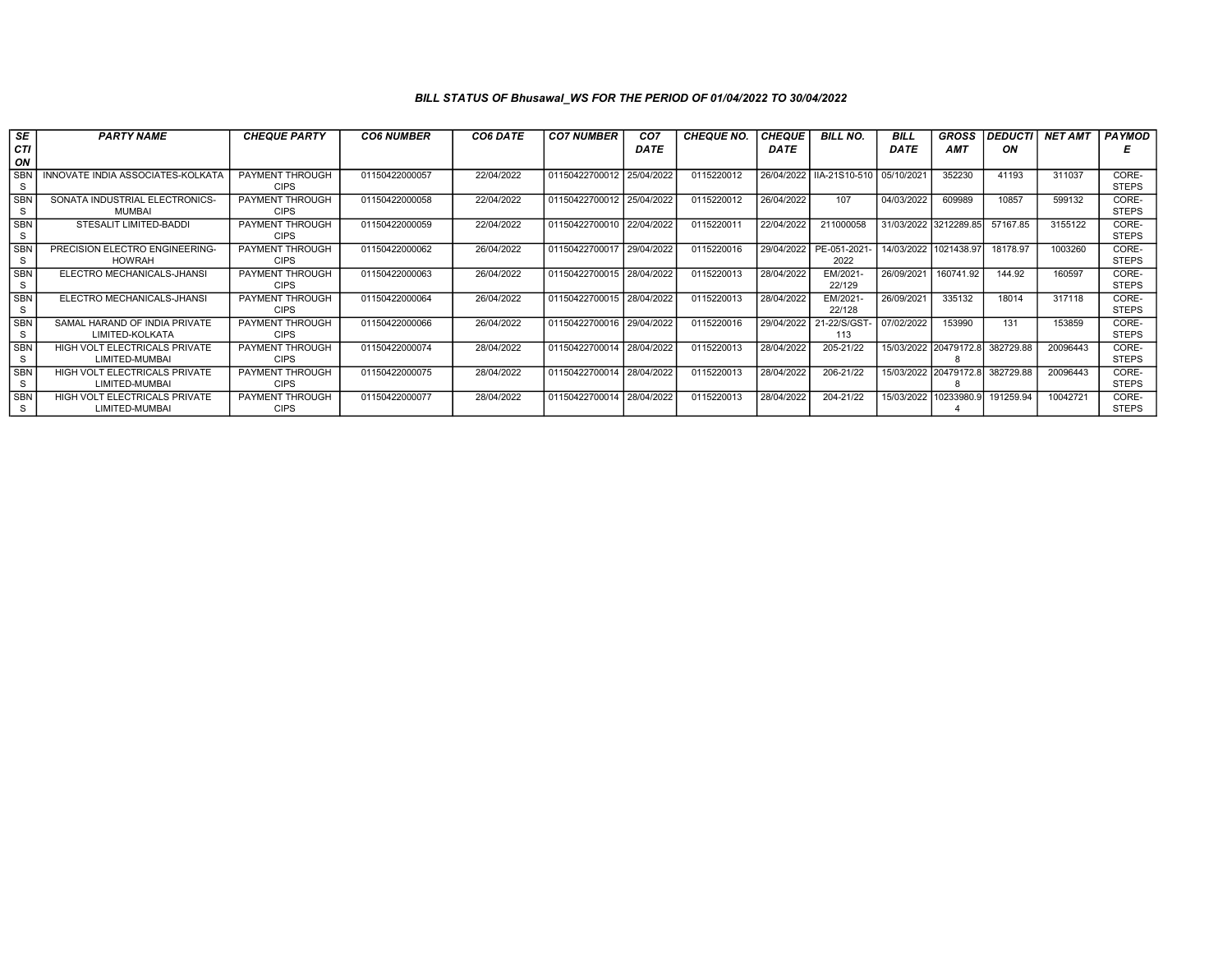*BILL STATUS OF Bhusawal_WS FOR THE PERIOD OF 01/04/2022 TO 30/04/2022*

| SECTION | PARTY NAME | CHEQUE PARTY | CO6 NUMBER | CO6 DATE | CO7 NUMBER | CO7 DATE | CHEQUE NO. | CHEQUE DATE | BILL NO. | BILL DATE | GROSS AMT | DEDUCTION | NET AMT | PAYMODE |
|---|---|---|---|---|---|---|---|---|---|---|---|---|---|---|
| SBNS | INNOVATE INDIA ASSOCIATES-KOLKATA | PAYMENT THROUGH CIPS | 01150422000057 | 22/04/2022 | 01150422700012 | 25/04/2022 | 0115220012 | 26/04/2022 | IIA-21S10-510 | 05/10/2021 | 352230 | 41193 | 311037 | CORE-STEPS |
| SBNS | SONATA INDUSTRIAL ELECTRONICS-MUMBAI | PAYMENT THROUGH CIPS | 01150422000058 | 22/04/2022 | 01150422700012 | 25/04/2022 | 0115220012 | 26/04/2022 | 107 | 04/03/2022 | 609989 | 10857 | 599132 | CORE-STEPS |
| SBNS | STESALIT LIMITED-BADDI | PAYMENT THROUGH CIPS | 01150422000059 | 22/04/2022 | 01150422700010 | 22/04/2022 | 0115220011 | 22/04/2022 | 211000058 | 31/03/2022 | 3212289.85 | 57167.85 | 3155122 | CORE-STEPS |
| SBNS | PRECISION ELECTRO ENGINEERING-HOWRAH | PAYMENT THROUGH CIPS | 01150422000062 | 26/04/2022 | 01150422700017 | 29/04/2022 | 0115220016 | 29/04/2022 | PE-051-2021-2022 | 14/03/2022 | 1021438.97 | 18178.97 | 1003260 | CORE-STEPS |
| SBNS | ELECTRO MECHANICALS-JHANSI | PAYMENT THROUGH CIPS | 01150422000063 | 26/04/2022 | 01150422700015 | 28/04/2022 | 0115220013 | 28/04/2022 | EM/2021-22/129 | 26/09/2021 | 160741.92 | 144.92 | 160597 | CORE-STEPS |
| SBNS | ELECTRO MECHANICALS-JHANSI | PAYMENT THROUGH CIPS | 01150422000064 | 26/04/2022 | 01150422700015 | 28/04/2022 | 0115220013 | 28/04/2022 | EM/2021-22/128 | 26/09/2021 | 335132 | 18014 | 317118 | CORE-STEPS |
| SBNS | SAMAL HARAND OF INDIA PRIVATE LIMITED-KOLKATA | PAYMENT THROUGH CIPS | 01150422000066 | 26/04/2022 | 01150422700016 | 29/04/2022 | 0115220016 | 29/04/2022 | 21-22/S/GST-113 | 07/02/2022 | 153990 | 131 | 153859 | CORE-STEPS |
| SBNS | HIGH VOLT ELECTRICALS PRIVATE LIMITED-MUMBAI | PAYMENT THROUGH CIPS | 01150422000074 | 28/04/2022 | 01150422700014 | 28/04/2022 | 0115220013 | 28/04/2022 | 205-21/22 | 15/03/2022 | 20479172.88 | 382729.88 | 20096443 | CORE-STEPS |
| SBNS | HIGH VOLT ELECTRICALS PRIVATE LIMITED-MUMBAI | PAYMENT THROUGH CIPS | 01150422000075 | 28/04/2022 | 01150422700014 | 28/04/2022 | 0115220013 | 28/04/2022 | 206-21/22 | 15/03/2022 | 20479172.88 | 382729.88 | 20096443 | CORE-STEPS |
| SBNS | HIGH VOLT ELECTRICALS PRIVATE LIMITED-MUMBAI | PAYMENT THROUGH CIPS | 01150422000077 | 28/04/2022 | 01150422700014 | 28/04/2022 | 0115220013 | 28/04/2022 | 204-21/22 | 15/03/2022 | 10233980.94 | 191259.94 | 10042721 | CORE-STEPS |